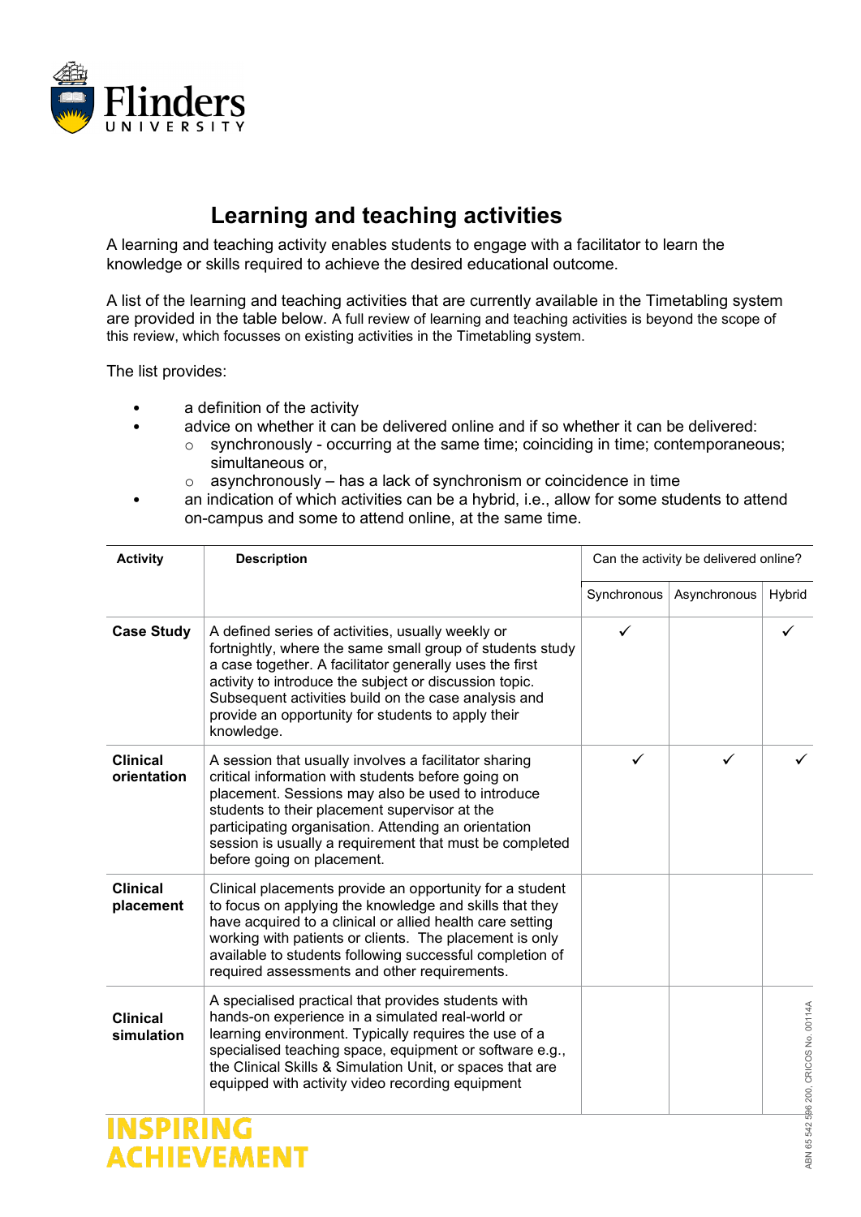# Learning and teaching activities

A learning and teaching activity enables students to engage with a facilitator to learn the knowledge or skills required to achieve the desired educational outcome.

A list of the learning and teaching activities that are currently available in the Timetabling system are provided in the table below. A full review of learning and teaching activities is beyond the scope of this review, which focusses on existing activities in the Timetabling system.

The list provides:

- a definition of the activity
- advice on whether it can be delivered online and if so whether it can be delivered:
  - synchronously - occurring at the same time; coinciding in time; contemporaneous; simultaneous or,
  - asynchronously – has a lack of synchronism or coincidence in time
- an indication of which activities can be a hybrid, i.e., allow for some students to attend on-campus and some to attend online, at the same time.

| Activity | Description | Can the activity be delivered online? | | |
|---|---|---|---|---|
| | | Synchronous | Asynchronous | Hybrid |
| **Case Study** | A defined series of activities, usually weekly or fortnightly, where the same small group of students study a case together. A facilitator generally uses the first activity to introduce the subject or discussion topic. Subsequent activities build on the case analysis and provide an opportunity for students to apply their knowledge. | ✓ | | ✓ |
| **Clinical orientation** | A session that usually involves a facilitator sharing critical information with students before going on placement. Sessions may also be used to introduce students to their placement supervisor at the participating organisation. Attending an orientation session is usually a requirement that must be completed before going on placement. | ✓ | ✓ | ✓ |
| **Clinical placement** | Clinical placements provide an opportunity for a student to focus on applying the knowledge and skills that they have acquired to a clinical or allied health care setting working with patients or clients. The placement is only available to students following successful completion of required assessments and other requirements. | | | |
| **Clinical simulation** | A specialised practical that provides students with hands-on experience in a simulated real-world or learning environment. Typically requires the use of a specialised teaching space, equipment or software e.g., the Clinical Skills & Simulation Unit, or spaces that are equipped with activity video recording equipment | | | |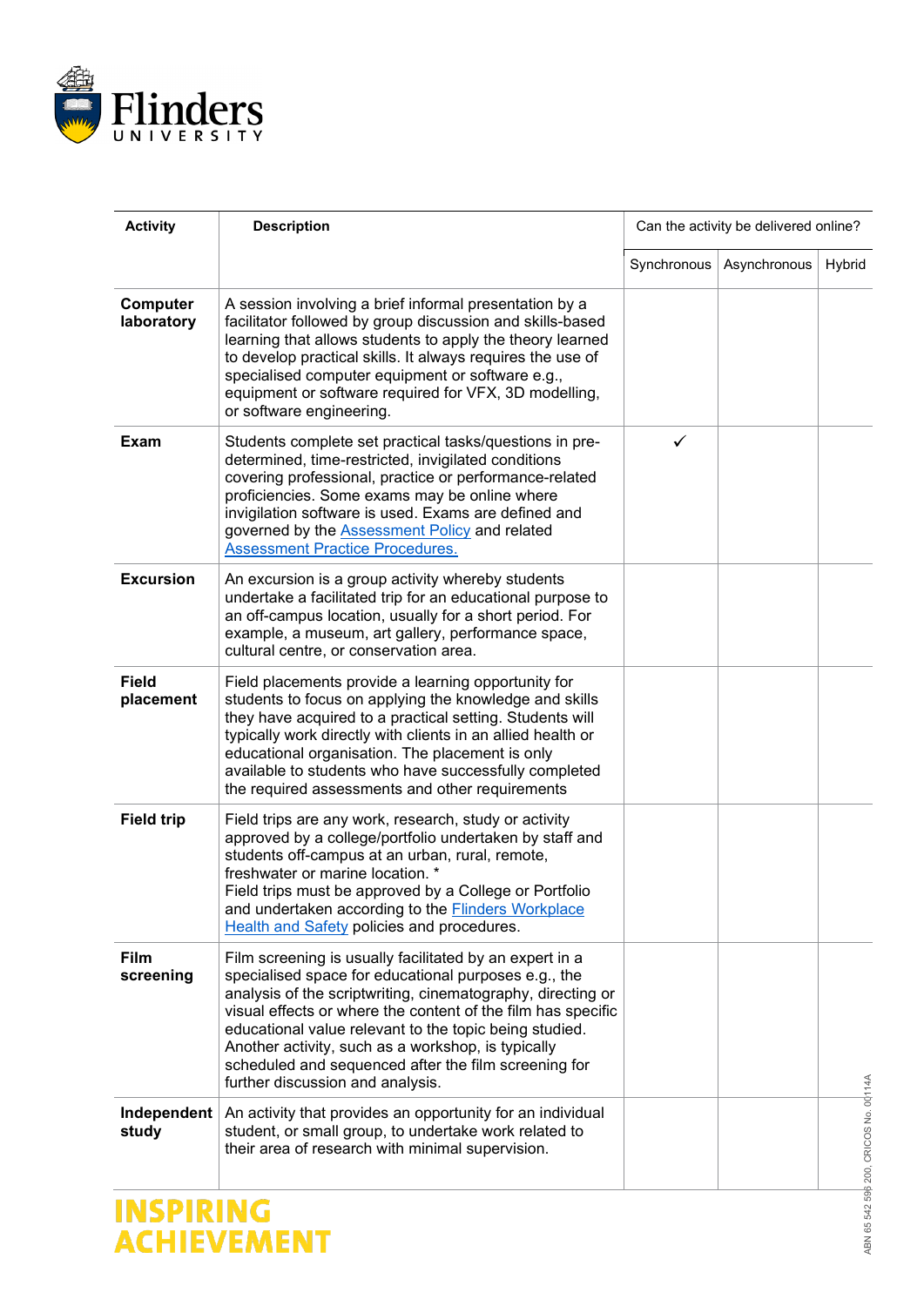| Activity | Description | Can the activity be delivered online? | | |
|---|---|---|---|---|
| | | Synchronous | Asynchronous | Hybrid |
| **Computer laboratory** | A session involving a brief informal presentation by a facilitator followed by group discussion and skills-based learning that allows students to apply the theory learned to develop practical skills. It always requires the use of specialised computer equipment or software e.g., equipment or software required for VFX, 3D modelling, or software engineering. | | | |
| **Exam** | Students complete set practical tasks/questions in pre-determined, time-restricted, invigilated conditions covering professional, practice or performance-related proficiencies. Some exams may be online where invigilation software is used. Exams are defined and governed by the Assessment Policy and related Assessment Practice Procedures. | ✓ | | |
| **Excursion** | An excursion is a group activity whereby students undertake a facilitated trip for an educational purpose to an off-campus location, usually for a short period. For example, a museum, art gallery, performance space, cultural centre, or conservation area. | | | |
| **Field placement** | Field placements provide a learning opportunity for students to focus on applying the knowledge and skills they have acquired to a practical setting. Students will typically work directly with clients in an allied health or educational organisation. The placement is only available to students who have successfully completed the required assessments and other requirements | | | |
| **Field trip** | Field trips are any work, research, study or activity approved by a college/portfolio undertaken by staff and students off-campus at an urban, rural, remote, freshwater or marine location. * Field trips must be approved by a College or Portfolio and undertaken according to the Flinders Workplace Health and Safety policies and procedures. | | | |
| **Film screening** | Film screening is usually facilitated by an expert in a specialised space for educational purposes e.g., the analysis of the scriptwriting, cinematography, directing or visual effects or where the content of the film has specific educational value relevant to the topic being studied. Another activity, such as a workshop, is typically scheduled and sequenced after the film screening for further discussion and analysis. | | | |
| **Independent study** | An activity that provides an opportunity for an individual student, or small group, to undertake work related to their area of research with minimal supervision. | | | |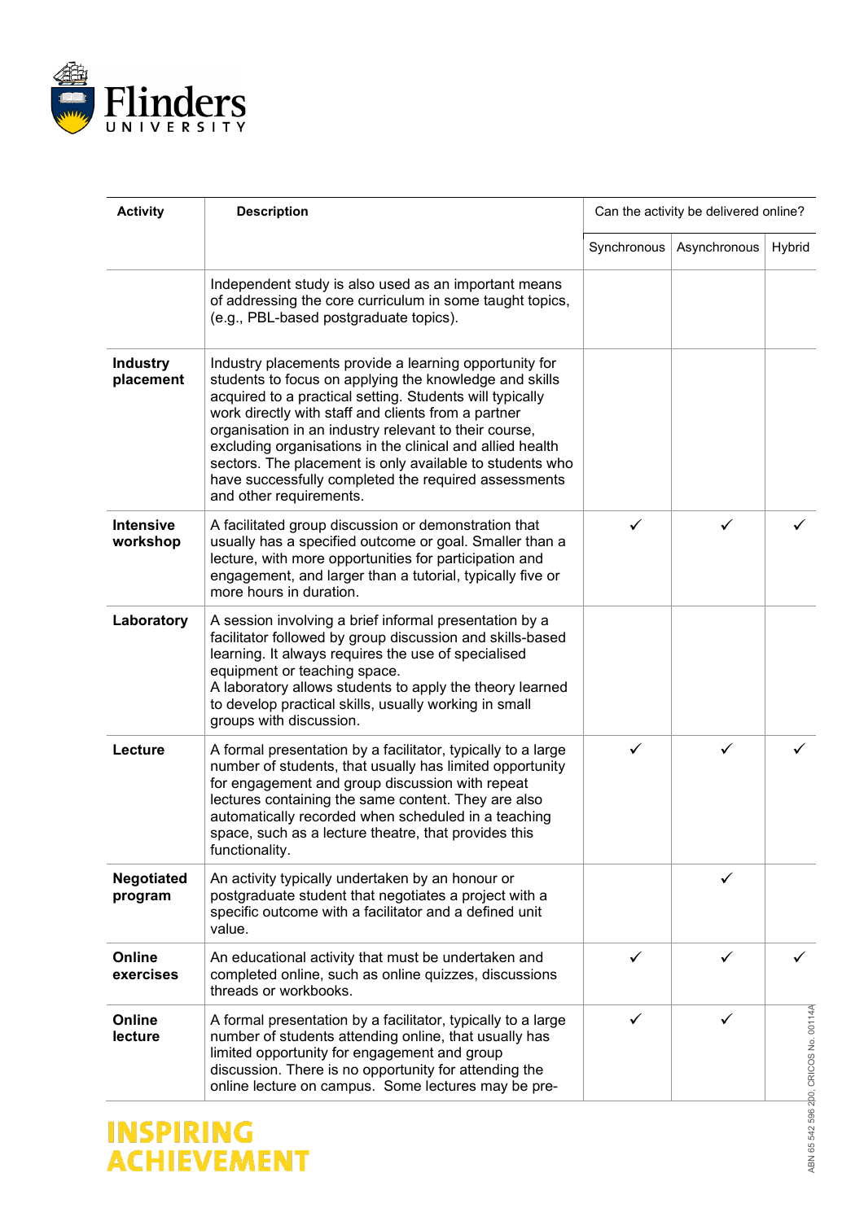| Activity | Description | Can the activity be delivered online? | | |
|---|---|---|---|---|
| | | Synchronous | Asynchronous | Hybrid |
| | Independent study is also used as an important means of addressing the core curriculum in some taught topics, (e.g., PBL-based postgraduate topics). | | | |
| **Industry placement** | Industry placements provide a learning opportunity for students to focus on applying the knowledge and skills acquired to a practical setting. Students will typically work directly with staff and clients from a partner organisation in an industry relevant to their course, excluding organisations in the clinical and allied health sectors. The placement is only available to students who have successfully completed the required assessments and other requirements. | | | |
| **Intensive workshop** | A facilitated group discussion or demonstration that usually has a specified outcome or goal. Smaller than a lecture, with more opportunities for participation and engagement, and larger than a tutorial, typically five or more hours in duration. | ✓ | ✓ | ✓ |
| **Laboratory** | A session involving a brief informal presentation by a facilitator followed by group discussion and skills-based learning. It always requires the use of specialised equipment or teaching space.<br>A laboratory allows students to apply the theory learned to develop practical skills, usually working in small groups with discussion. | | | |
| **Lecture** | A formal presentation by a facilitator, typically to a large number of students, that usually has limited opportunity for engagement and group discussion with repeat lectures containing the same content. They are also automatically recorded when scheduled in a teaching space, such as a lecture theatre, that provides this functionality. | ✓ | ✓ | ✓ |
| **Negotiated program** | An activity typically undertaken by an honour or postgraduate student that negotiates a project with a specific outcome with a facilitator and a defined unit value. | | ✓ | |
| **Online exercises** | An educational activity that must be undertaken and completed online, such as online quizzes, discussions threads or workbooks. | ✓ | ✓ | ✓ |
| **Online lecture** | A formal presentation by a facilitator, typically to a large number of students attending online, that usually has limited opportunity for engagement and group discussion. There is no opportunity for attending the online lecture on campus. Some lectures may be pre- | ✓ | ✓ | |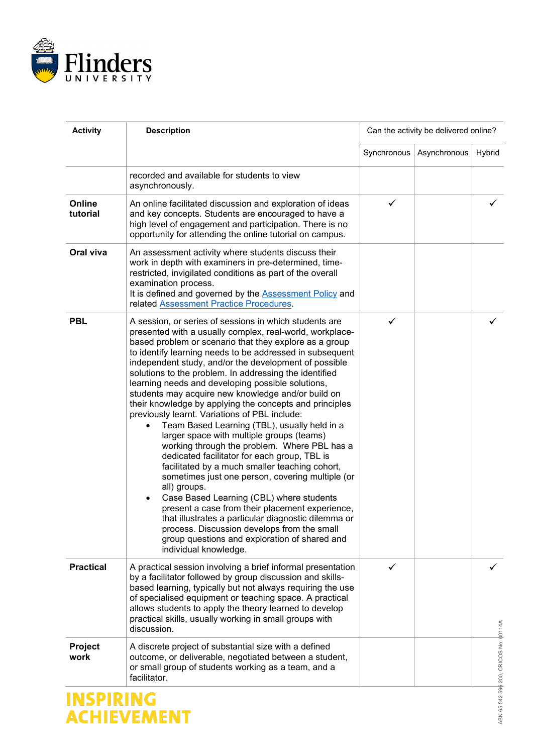| Activity | Description | Can the activity be delivered online? | | |
|---|---|---|---|---|
| | | Synchronous | Asynchronous | Hybrid |
| | recorded and available for students to view asynchronously. | | | |
| **Online tutorial** | An online facilitated discussion and exploration of ideas and key concepts. Students are encouraged to have a high level of engagement and participation. There is no opportunity for attending the online tutorial on campus. | ✓ | | ✓ |
| **Oral viva** | An assessment activity where students discuss their work in depth with examiners in pre-determined, time-restricted, invigilated conditions as part of the overall examination process.<br>It is defined and governed by the [Assessment Policy] and related [Assessment Practice Procedures]. | | | |
| **PBL** | A session, or series of sessions in which students are presented with a usually complex, real-world, workplace-based problem or scenario that they explore as a group to identify learning needs to be addressed in subsequent independent study, and/or the development of possible solutions to the problem. In addressing the identified learning needs and developing possible solutions, students may acquire new knowledge and/or build on their knowledge by applying the concepts and principles previously learnt. Variations of PBL include:<br>• Team Based Learning (TBL), usually held in a larger space with multiple groups (teams) working through the problem. Where PBL has a dedicated facilitator for each group, TBL is facilitated by a much smaller teaching cohort, sometimes just one person, covering multiple (or all) groups.<br>• Case Based Learning (CBL) where students present a case from their placement experience, that illustrates a particular diagnostic dilemma or process. Discussion develops from the small group questions and exploration of shared and individual knowledge. | ✓ | | ✓ |
| **Practical** | A practical session involving a brief informal presentation by a facilitator followed by group discussion and skills-based learning, typically but not always requiring the use of specialised equipment or teaching space. A practical allows students to apply the theory learned to develop practical skills, usually working in small groups with discussion. | ✓ | | ✓ |
| **Project work** | A discrete project of substantial size with a defined outcome, or deliverable, negotiated between a student, or small group of students working as a team, and a facilitator. | | | |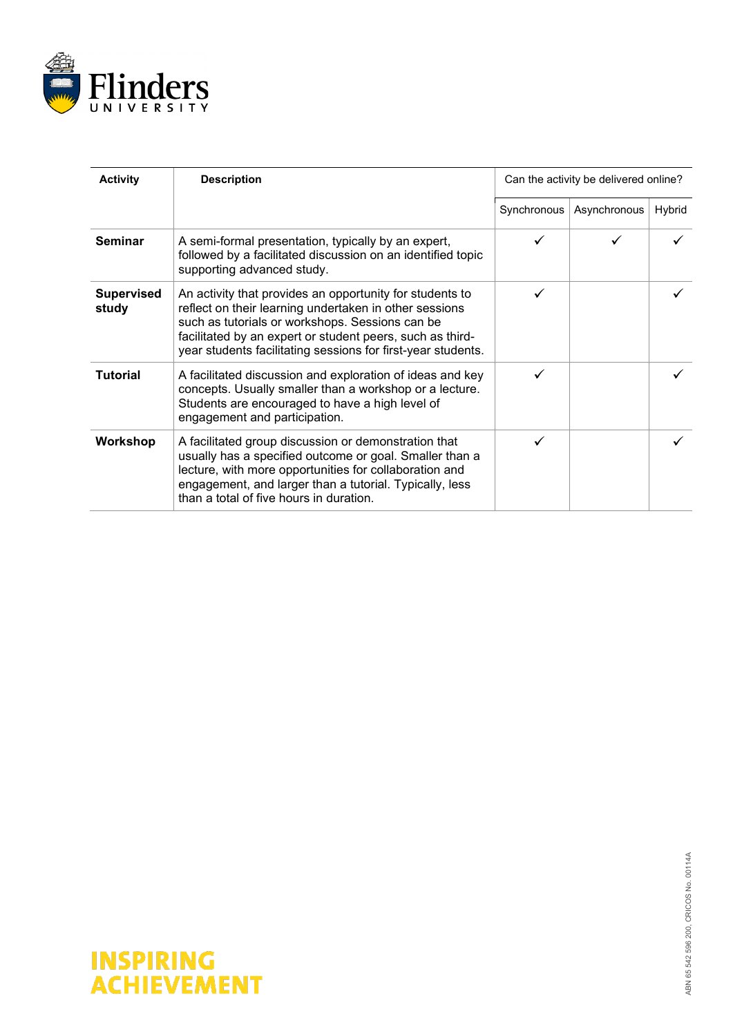| Activity | Description | Can the activity be delivered online? | | |
|---|---|---|---|---|
| | | Synchronous | Asynchronous | Hybrid |
| **Seminar** | A semi-formal presentation, typically by an expert, followed by a facilitated discussion on an identified topic supporting advanced study. | ✓ | ✓ | ✓ |
| **Supervised study** | An activity that provides an opportunity for students to reflect on their learning undertaken in other sessions such as tutorials or workshops. Sessions can be facilitated by an expert or student peers, such as third-year students facilitating sessions for first-year students. | ✓ | | ✓ |
| **Tutorial** | A facilitated discussion and exploration of ideas and key concepts. Usually smaller than a workshop or a lecture. Students are encouraged to have a high level of engagement and participation. | ✓ | | ✓ |
| **Workshop** | A facilitated group discussion or demonstration that usually has a specified outcome or goal. Smaller than a lecture, with more opportunities for collaboration and engagement, and larger than a tutorial. Typically, less than a total of five hours in duration. | ✓ | | ✓ |